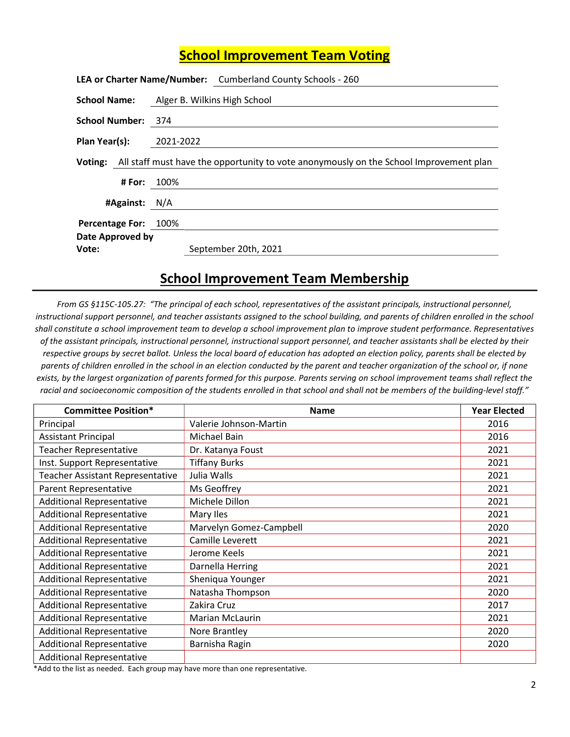## School Improvement Team Voting

**LEA or Charter Name/Number:** Cumberland County Schools - 260

**School Name:** Alger B. Wilkins High School

**School Number:** 374

**Plan Year(s):** 2021-2022

**Voting:** All staff must have the opportunity to vote anonymously on the School Improvement plan

**# For:** 100%

**#Against:** N/A

**Percentage For:** 100%

**Date Approved by Vote:** September 20th, 2021

## School Improvement Team Membership

*From GS §115C-105.27: "The principal of each school, representatives of the assistant principals, instructional personnel, instructional support personnel, and teacher assistants assigned to the school building, and parents of children enrolled in the school shall constitute a school improvement team to develop a school improvement plan to improve student performance. Representatives of the assistant principals, instructional personnel, instructional support personnel, and teacher assistants shall be elected by their respective groups by secret ballot. Unless the local board of education has adopted an election policy, parents shall be elected by parents of children enrolled in the school in an election conducted by the parent and teacher organization of the school or, if none exists, by the largest organization of parents formed for this purpose. Parents serving on school improvement teams shall reflect the racial and socioeconomic composition of the students enrolled in that school and shall not be members of the building-level staff."*

| Committee Position* | Name | Year Elected |
|---|---|---|
| Principal | Valerie Johnson-Martin | 2016 |
| Assistant Principal | Michael Bain | 2016 |
| Teacher Representative | Dr. Katanya Foust | 2021 |
| Inst. Support Representative | Tiffany Burks | 2021 |
| Teacher Assistant Representative | Julia Walls | 2021 |
| Parent Representative | Ms Geoffrey | 2021 |
| Additional Representative | Michele Dillon | 2021 |
| Additional Representative | Mary Iles | 2021 |
| Additional Representative | Marvelyn Gomez-Campbell | 2020 |
| Additional Representative | Camille Leverett | 2021 |
| Additional Representative | Jerome Keels | 2021 |
| Additional Representative | Darnella Herring | 2021 |
| Additional Representative | Sheniqua Younger | 2021 |
| Additional Representative | Natasha Thompson | 2020 |
| Additional Representative | Zakira Cruz | 2017 |
| Additional Representative | Marian McLaurin | 2021 |
| Additional Representative | Nore Brantley | 2020 |
| Additional Representative | Barnisha Ragin | 2020 |
| Additional Representative | | |

*Add to the list as needed. Each group may have more than one representative.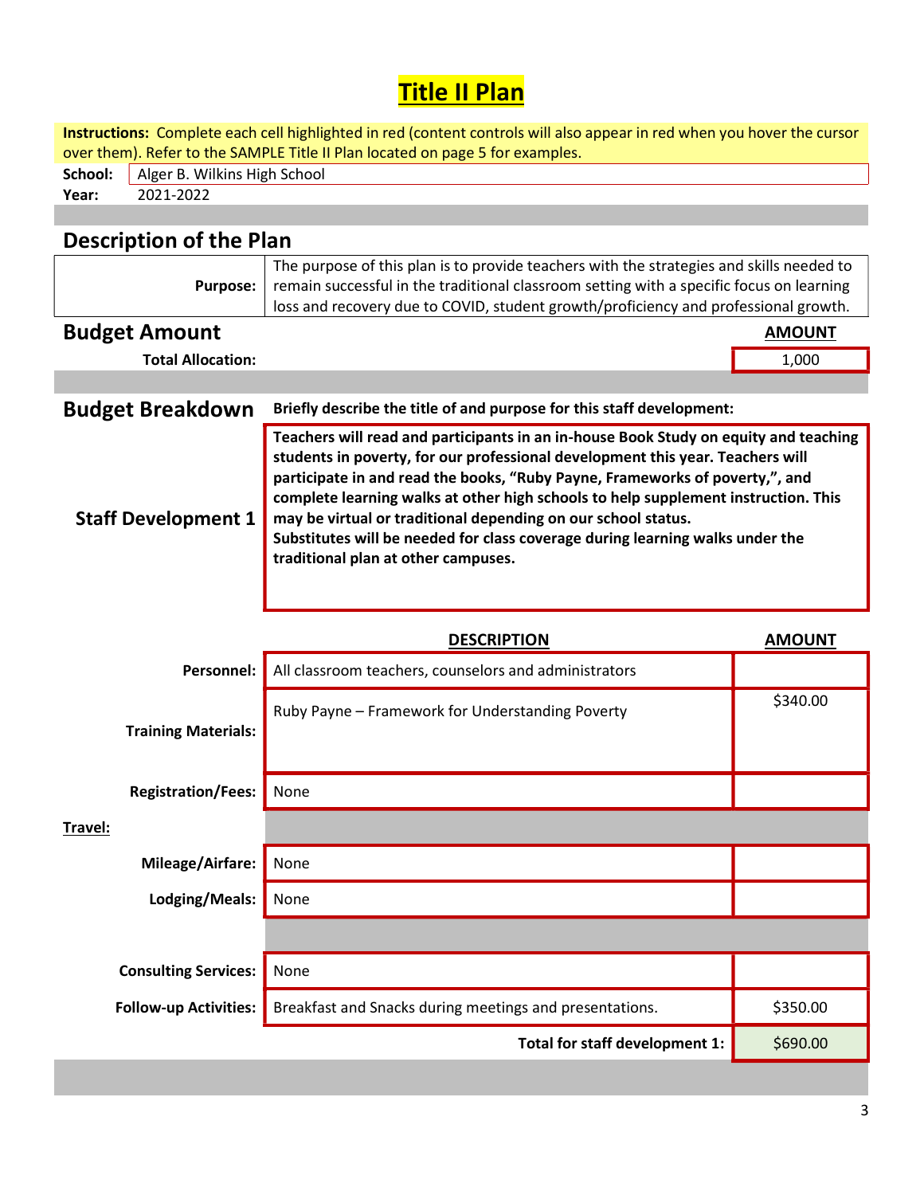# Title II Plan

**Instructions:** Complete each cell highlighted in red (content controls will also appear in red when you hover the cursor over them). Refer to the SAMPLE Title II Plan located on page 5 for examples.

**School:** Alger B. Wilkins High School
**Year:** 2021-2022

## Description of the Plan

| | |
|---|---|
| **Purpose:** | The purpose of this plan is to provide teachers with the strategies and skills needed to remain successful in the traditional classroom setting with a specific focus on learning loss and recovery due to COVID, student growth/proficiency and professional growth. |

## Budget Amount

| | AMOUNT |
|---|---|
| **Total Allocation:** | 1,000 |

## Budget Breakdown

**Briefly describe the title of and purpose for this staff development:**

### Staff Development 1

**Teachers will read and participants in an in-house Book Study on equity and teaching students in poverty, for our professional development this year. Teachers will participate in and read the books, "Ruby Payne, Frameworks of poverty,", and complete learning walks at other high schools to help supplement instruction. This may be virtual or traditional depending on our school status.**
**Substitutes will be needed for class coverage during learning walks under the traditional plan at other campuses.**

| | DESCRIPTION | AMOUNT |
|---|---|---|
| **Personnel:** | All classroom teachers, counselors and administrators | |
| **Training Materials:** | Ruby Payne – Framework for Understanding Poverty | $340.00 |
| **Registration/Fees:** | None | |
| **Travel:** | | |
| **Mileage/Airfare:** | None | |
| **Lodging/Meals:** | None | |
| **Consulting Services:** | None | |
| **Follow-up Activities:** | Breakfast and Snacks during meetings and presentations. | $350.00 |
| | **Total for staff development 1:** | $690.00 |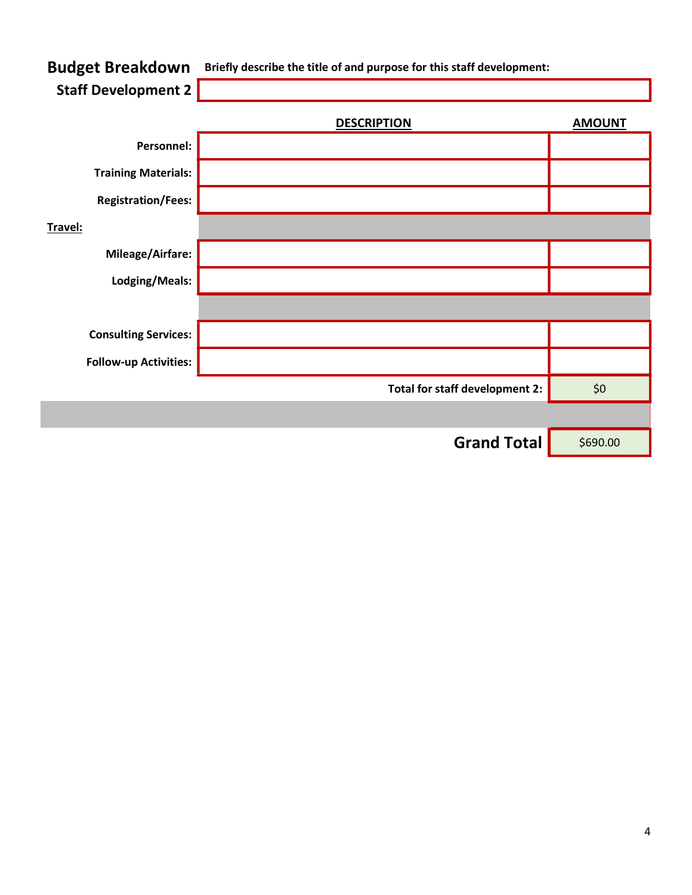## Budget Breakdown

### Staff Development 2

**Briefly describe the title of and purpose for this staff development:**

| | DESCRIPTION | AMOUNT |
|---|---|---|
| **Personnel:** | | |
| **Training Materials:** | | |
| **Registration/Fees:** | | |
| **Travel:** | | |
| **Mileage/Airfare:** | | |
| **Lodging/Meals:** | | |
| **Consulting Services:** | | |
| **Follow-up Activities:** | | |
| | **Total for staff development 2:** | $0 |
| | **Grand Total** | $690.00 |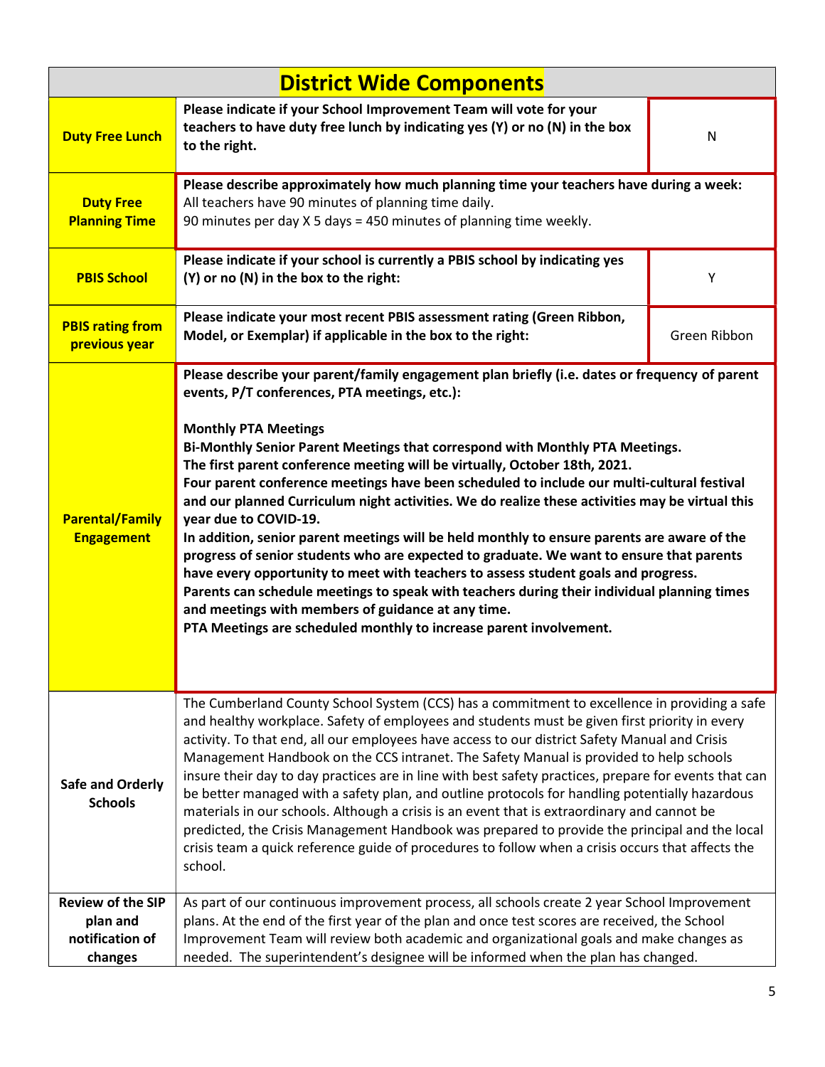| District Wide Components | | |
|---|---|---|
| **Duty Free Lunch** | **Please indicate if your School Improvement Team will vote for your teachers to have duty free lunch by indicating yes (Y) or no (N) in the box to the right.** | N |
| **Duty Free Planning Time** | **Please describe approximately how much planning time your teachers have during a week:** All teachers have 90 minutes of planning time daily. 90 minutes per day X 5 days = 450 minutes of planning time weekly. | |
| **PBIS School** | **Please indicate if your school is currently a PBIS school by indicating yes (Y) or no (N) in the box to the right:** | Y |
| **PBIS rating from previous year** | **Please indicate your most recent PBIS assessment rating (Green Ribbon, Model, or Exemplar) if applicable in the box to the right:** | Green Ribbon |
| **Parental/Family Engagement** | **Please describe your parent/family engagement plan briefly (i.e. dates or frequency of parent events, P/T conferences, PTA meetings, etc.):**<br><br>**Monthly PTA Meetings**<br>**Bi-Monthly Senior Parent Meetings that correspond with Monthly PTA Meetings.**<br>**The first parent conference meeting will be virtually, October 18th, 2021.**<br>**Four parent conference meetings have been scheduled to include our multi-cultural festival and our planned Curriculum night activities. We do realize these activities may be virtual this year due to COVID-19.**<br>**In addition, senior parent meetings will be held monthly to ensure parents are aware of the progress of senior students who are expected to graduate. We want to ensure that parents have every opportunity to meet with teachers to assess student goals and progress.**<br>**Parents can schedule meetings to speak with teachers during their individual planning times and meetings with members of guidance at any time.**<br>**PTA Meetings are scheduled monthly to increase parent involvement.** | |
| **Safe and Orderly Schools** | The Cumberland County School System (CCS) has a commitment to excellence in providing a safe and healthy workplace. Safety of employees and students must be given first priority in every activity. To that end, all our employees have access to our district Safety Manual and Crisis Management Handbook on the CCS intranet. The Safety Manual is provided to help schools insure their day to day practices are in line with best safety practices, prepare for events that can be better managed with a safety plan, and outline protocols for handling potentially hazardous materials in our schools. Although a crisis is an event that is extraordinary and cannot be predicted, the Crisis Management Handbook was prepared to provide the principal and the local crisis team a quick reference guide of procedures to follow when a crisis occurs that affects the school. | |
| **Review of the SIP plan and notification of changes** | As part of our continuous improvement process, all schools create 2 year School Improvement plans. At the end of the first year of the plan and once test scores are received, the School Improvement Team will review both academic and organizational goals and make changes as needed. The superintendent's designee will be informed when the plan has changed. | |